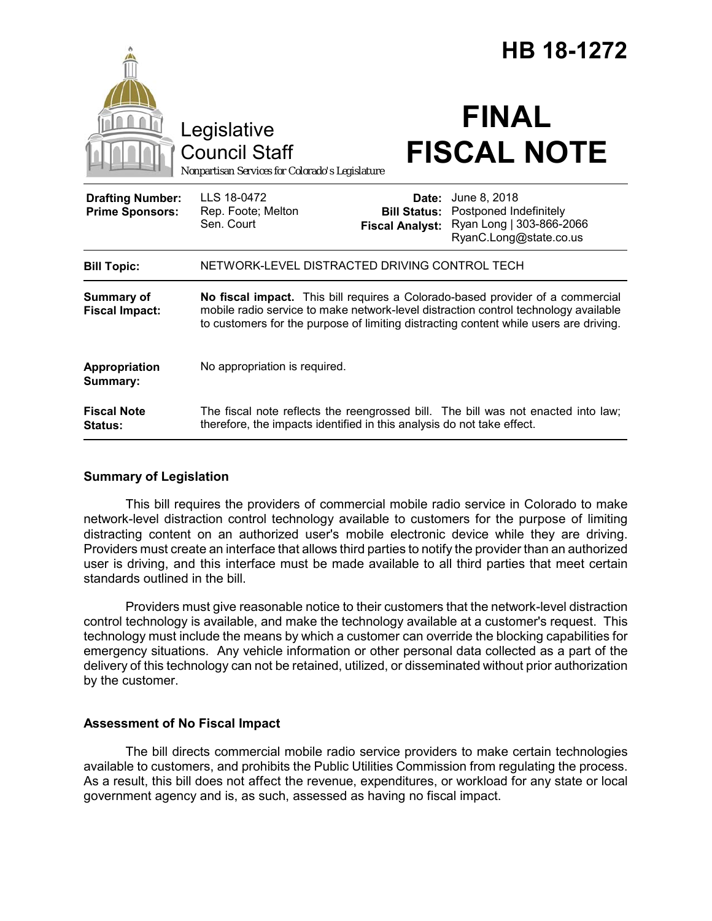# HB 18-1272

Legislative Council Staff

*Nonpartisan Services for Colorado's Legislature*

# FINAL FISCAL NOTE

| | | | |
|---|---|---|---|
| **Drafting Number:** | LLS 18-0472 | **Date:** | June 8, 2018 |
| **Prime Sponsors:** | Rep. Foote; Melton | **Bill Status:** | Postponed Indefinitely |
| | Sen. Court | **Fiscal Analyst:** | Ryan Long \| 303-866-2066 |
| | | | RyanC.Long@state.co.us |

| | |
|---|---|
| **Bill Topic:** | NETWORK-LEVEL DISTRACTED DRIVING CONTROL TECH |
| **Summary of Fiscal Impact:** | **No fiscal impact.** This bill requires a Colorado-based provider of a commercial mobile radio service to make network-level distraction control technology available to customers for the purpose of limiting distracting content while users are driving. |
| **Appropriation Summary:** | No appropriation is required. |
| **Fiscal Note Status:** | The fiscal note reflects the reengrossed bill. The bill was not enacted into law; therefore, the impacts identified in this analysis do not take effect. |

## Summary of Legislation

This bill requires the providers of commercial mobile radio service in Colorado to make network-level distraction control technology available to customers for the purpose of limiting distracting content on an authorized user's mobile electronic device while they are driving. Providers must create an interface that allows third parties to notify the provider than an authorized user is driving, and this interface must be made available to all third parties that meet certain standards outlined in the bill.

Providers must give reasonable notice to their customers that the network-level distraction control technology is available, and make the technology available at a customer's request. This technology must include the means by which a customer can override the blocking capabilities for emergency situations. Any vehicle information or other personal data collected as a part of the delivery of this technology can not be retained, utilized, or disseminated without prior authorization by the customer.

## Assessment of No Fiscal Impact

The bill directs commercial mobile radio service providers to make certain technologies available to customers, and prohibits the Public Utilities Commission from regulating the process. As a result, this bill does not affect the revenue, expenditures, or workload for any state or local government agency and is, as such, assessed as having no fiscal impact.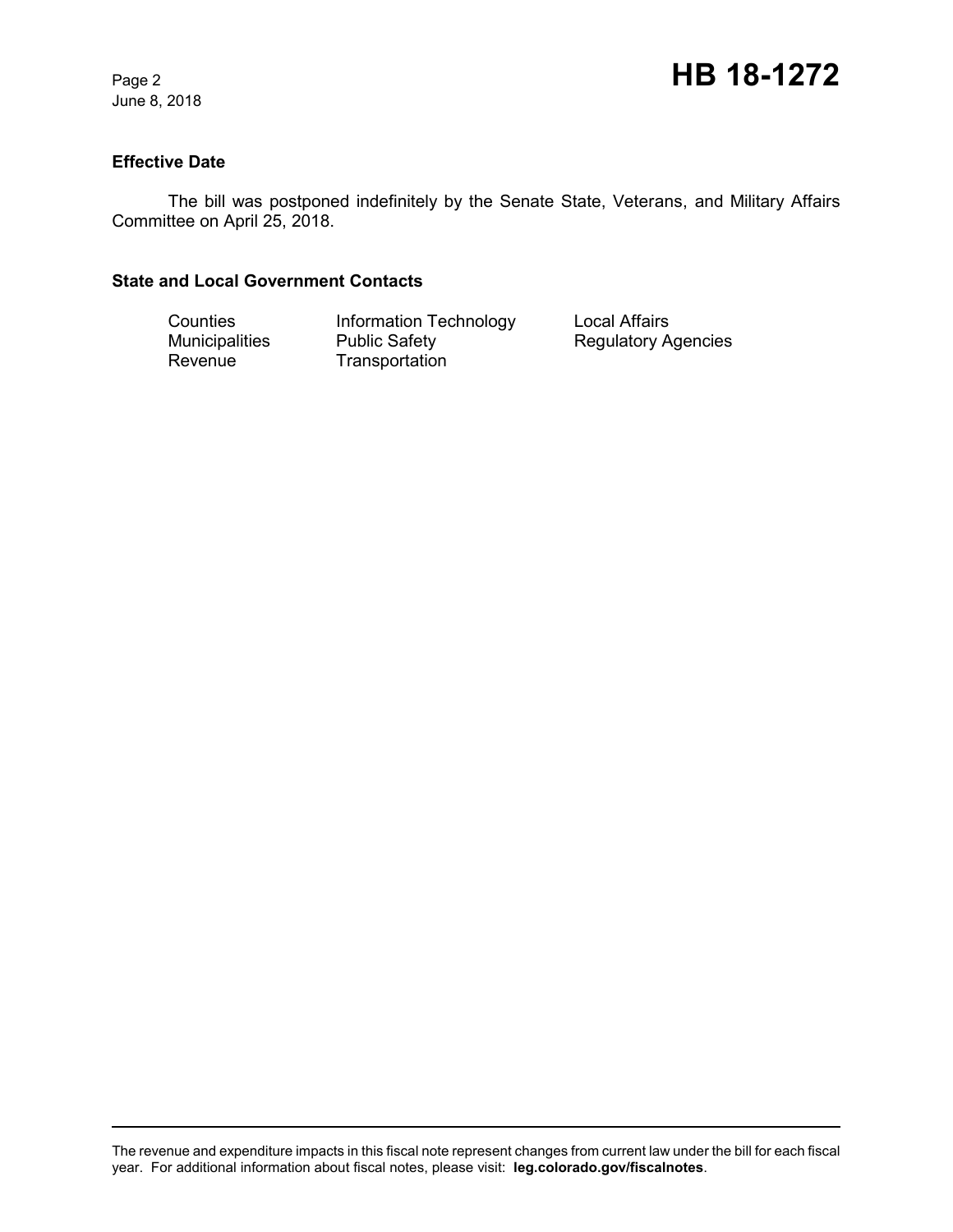## Effective Date

The bill was postponed indefinitely by the Senate State, Veterans, and Military Affairs Committee on April 25, 2018.

## State and Local Government Contacts

| | | |
|---|---|---|
| Counties | Information Technology | Local Affairs |
| Municipalities | Public Safety | Regulatory Agencies |
| Revenue | Transportation | |

The revenue and expenditure impacts in this fiscal note represent changes from current law under the bill for each fiscal year. For additional information about fiscal notes, please visit: **leg.colorado.gov/fiscalnotes**.